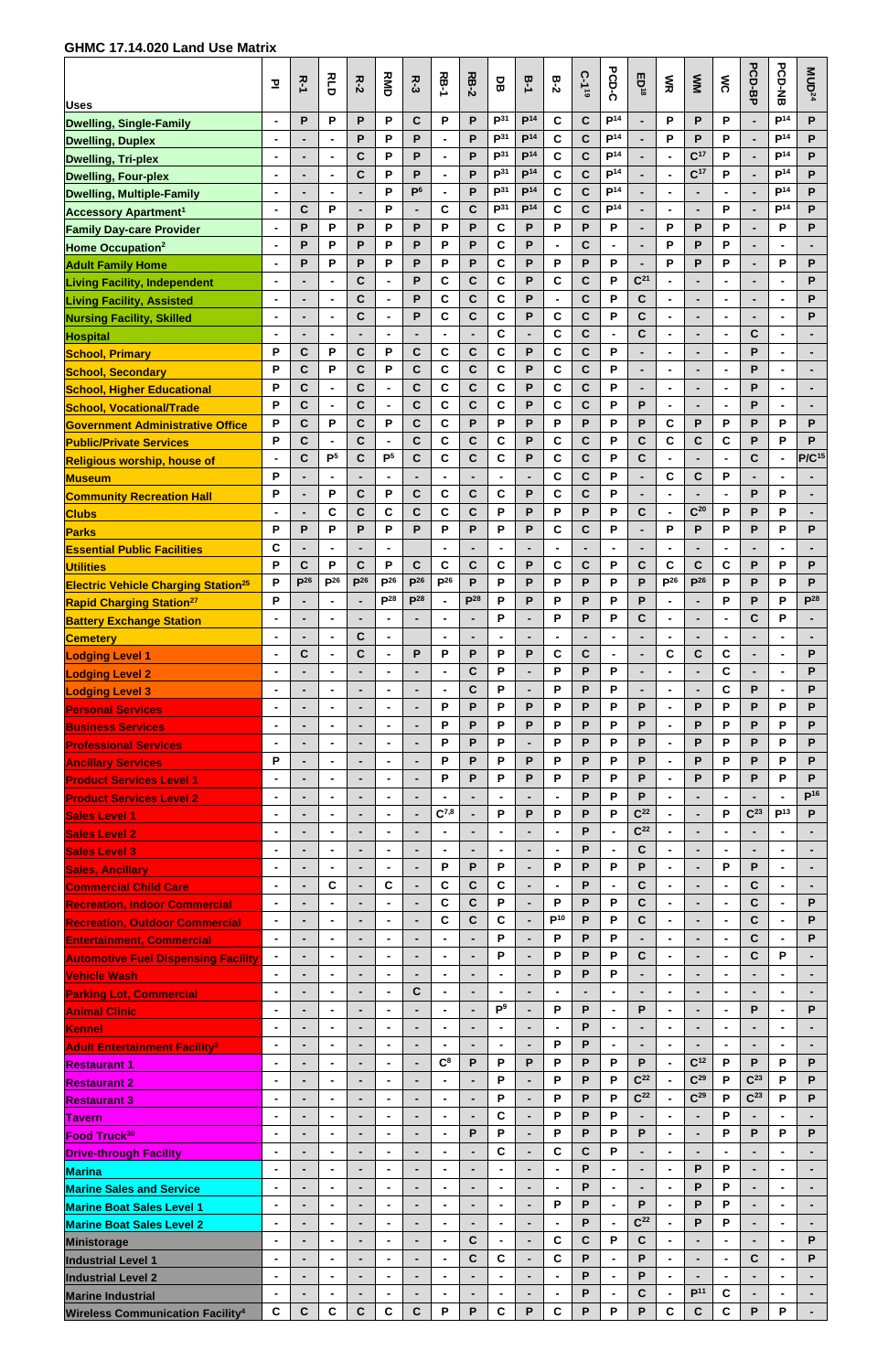## GHMC 17.14.020 Land Use Matrix

| Uses | PI | R-1 | RLD | R-2 | RMD | R-3 | RB-1 | RB-2 | DB | B-1 | B-2 | C-1[19] | PCD-C | ED[18] | WR | WM | WC | PCD-BP | PCD-NB | MUD[24] |
|---|---|---|---|---|---|---|---|---|---|---|---|---|---|---|---|---|---|---|---|---|
| Dwelling, Single-Family | - | P | P | P | P | C | P | P | P[31] | P[14] | C | C | P[14] | - | P | P | P | - | P[14] | P |
| Dwelling, Duplex | - | - | - | P | P | P | - | P | P[31] | P[14] | C | C | P[14] | - | P | P | P | - | P[14] | P |
| Dwelling, Tri-plex | - | - | - | C | P | P | - | P | P[31] | P[14] | C | C | P[14] | - | - | C[17] | P | - | P[14] | P |
| Dwelling, Four-plex | - | - | - | C | P | P | - | P | P[31] | P[14] | C | C | P[14] | - | - | C[17] | P | - | P[14] | P |
| Dwelling, Multiple-Family | - | - | - | - | P | P[6] | - | P | P[31] | P[14] | C | C | P[14] | - | - | - | - | - | P[14] | P |
| Accessory Apartment[1] | - | C | P | - | P | - | C | C | P[31] | P[14] | C | C | P[14] | - | - | - | P | - | P[14] | P |
| Family Day-care Provider | - | P | P | P | P | P | P | P | C | P | P | P | P | - | P | P | P | - | P | P |
| Home Occupation[2] | - | P | P | P | P | P | P | P | C | P | - | C | - | - | P | P | P | - | - | - |
| Adult Family Home | - | P | P | P | P | P | P | P | C | P | P | P | P | - | P | P | P | - | P | P |
| Living Facility, Independent | - | - | - | C | - | P | C | C | C | P | C | C | P | C[21] | - | - | - | - | - | P |
| Living Facility, Assisted | - | - | - | C | - | P | C | C | C | P | - | C | P | C | - | - | - | - | - | P |
| Nursing Facility, Skilled | - | - | - | C | - | P | C | C | C | P | C | C | P | C | - | - | - | - | - | P |
| Hospital | - | - | - | - | - | - | - | - | C | - | C | C | - | C | - | - | - | C | - | - |
| School, Primary | P | C | P | C | P | C | C | C | C | P | C | C | P | - | - | - | - | P | - | - |
| School, Secondary | P | C | P | C | P | C | C | C | C | P | C | C | P | - | - | - | - | P | - | - |
| School, Higher Educational | P | C | - | C | - | C | C | C | C | P | C | C | P | - | - | - | - | P | - | - |
| School, Vocational/Trade | P | C | - | C | - | C | C | C | C | P | C | C | P | P | - | - | - | P | - | - |
| Government Administrative Office | P | C | P | C | P | C | C | P | P | P | P | P | P | P | C | P | P | P | P | P |
| Public/Private Services | P | C | - | C | - | C | C | C | C | P | C | C | P | C | C | C | C | P | P | P |
| Religious worship, house of | - | C | P[5] | C | P[5] | C | C | C | C | P | C | C | P | C | - | - | - | C | - | P/C[15] |
| Museum | P | - | - | - | - | - | - | - | - | - | C | C | P | - | C | C | P | - | - | - |
| Community Recreation Hall | P | - | P | C | P | C | C | C | C | P | C | C | P | - | - | - | - | P | P | - |
| Clubs | - | - | C | C | C | C | C | C | P | P | P | P | P | C | - | C[20] | P | P | P | - |
| Parks | P | P | P | P | P | P | P | P | P | P | C | C | P | - | P | P | P | P | P | P |
| Essential Public Facilities | C | - | - | - | - | - | - | - | - | - | - | - | - | - | - | - | - | - | - | - |
| Utilities | P | C | P | C | P | C | C | C | C | P | C | C | P | C | C | C | C | P | P | P |
| Electric Vehicle Charging Station[25] | P | P[26] | P[26] | P[26] | P[26] | P[26] | P[26] | P | P | P | P | P | P | P | P[26] | P[26] | P | P | P | P |
| Rapid Charging Station[27] | P | - | - | - | P[28] | P[28] | - | P[28] | P | P | P | P | P | P | - | - | P | P | P | P[28] |
| Battery Exchange Station | - | - | - | - | - | - | - | - | P | - | P | P | P | C | - | - | - | C | P | - |
| Cemetery | - | - | - | C | - | - | - | - | - | - | - | - | - | - | - | - | - | - | - | - |
| Lodging Level 1 | - | C | - | C | - | P | P | P | P | P | C | C | - | - | C | C | C | - | - | P |
| Lodging Level 2 | - | - | - | - | - | - | - | C | P | - | P | P | P | - | - | - | C | - | - | P |
| Lodging Level 3 | - | - | - | - | - | - | - | C | P | - | P | P | P | - | - | - | C | P | - | P |
| Personal Services | - | - | - | - | - | - | P | P | P | P | P | P | P | P | - | P | P | P | P | P |
| Business Services | - | - | - | - | - | - | P | P | P | P | P | P | P | P | - | P | P | P | P | P |
| Professional Services | - | - | - | - | - | - | P | P | P | - | P | P | P | P | - | P | P | P | P | P |
| Ancillary Services | P | - | - | - | - | - | P | P | P | P | P | P | P | P | - | P | P | P | P | P |
| Product Services Level 1 | - | - | - | - | - | - | P | P | P | P | P | P | P | P | - | P | P | P | P | P |
| Product Services Level 2 | - | - | - | - | - | - | - | - | - | - | - | P | P | P | - | - | - | - | - | P[16] |
| Sales Level 1 | - | - | - | - | - | - | C[7,8] | - | P | P | P | P | P | C[22] | - | - | P | C[23] | P[13] | P |
| Sales Level 2 | - | - | - | - | - | - | - | - | - | - | - | P | - | C[22] | - | - | - | - | - | - |
| Sales Level 3 | - | - | - | - | - | - | - | - | - | - | - | P | - | C | - | - | - | - | - | - |
| Sales, Ancillary | - | - | - | - | - | - | P | P | P | - | P | P | P | P | - | - | P | P | - | - |
| Commercial Child Care | - | - | C | - | C | - | C | C | C | - | - | P | - | C | - | - | - | C | - | - |
| Recreation, Indoor Commercial | - | - | - | - | - | - | C | C | P | - | P | P | P | C | - | - | - | C | - | P |
| Recreation, Outdoor Commercial | - | - | - | - | - | - | C | C | C | - | P[10] | P | P | C | - | - | - | C | - | P |
| Entertainment, Commercial | - | - | - | - | - | - | - | - | P | - | P | P | P | - | - | - | - | C | - | P |
| Automotive Fuel Dispensing Facility | - | - | - | - | - | - | - | - | P | - | P | P | P | C | - | - | - | C | P | - |
| Vehicle Wash | - | - | - | - | - | - | - | - | - | - | P | P | P | - | - | - | - | - | - | - |
| Parking Lot, Commercial | - | - | - | - | - | C | - | - | - | - | - | - | - | - | - | - | - | - | - | - |
| Animal Clinic | - | - | - | - | - | - | - | - | P[9] | - | P | P | - | P | - | - | - | P | - | P |
| Kennel | - | - | - | - | - | - | - | - | - | - | - | P | - | - | - | - | - | - | - | - |
| Adult Entertainment Facility[3] | - | - | - | - | - | - | - | - | - | - | P | P | - | - | - | - | - | - | - | - |
| Restaurant 1 | - | - | - | - | - | - | C[8] | P | P | P | P | P | P | P | - | C[12] | P | P | P | P |
| Restaurant 2 | - | - | - | - | - | - | - | - | P | - | P | P | P | C[22] | - | C[29] | P | C[23] | P | P |
| Restaurant 3 | - | - | - | - | - | - | - | - | P | - | P | P | P | C[22] | - | C[29] | P | C[23] | P | P |
| Tavern | - | - | - | - | - | - | - | - | C | - | P | P | P | - | - | - | P | - | - | - |
| Food Truck[30] | - | - | - | - | - | - | - | P | P | - | P | P | P | P | - | - | P | P | P | P |
| Drive-through Facility | - | - | - | - | - | - | - | - | C | - | C | C | P | - | - | - | - | - | - | - |
| Marina | - | - | - | - | - | - | - | - | - | - | - | P | - | - | - | P | P | - | - | - |
| Marine Sales and Service | - | - | - | - | - | - | - | - | - | - | - | P | - | - | - | P | P | - | - | - |
| Marine Boat Sales Level 1 | - | - | - | - | - | - | - | - | - | - | P | P | - | P | - | P | P | - | - | - |
| Marine Boat Sales Level 2 | - | - | - | - | - | - | - | - | - | - | - | P | - | C[22] | - | P | P | - | - | - |
| Ministorage | - | - | - | - | - | - | - | C | - | - | C | C | P | C | - | - | - | - | - | P |
| Industrial Level 1 | - | - | - | - | - | - | - | C | C | - | C | P | - | P | - | - | - | C | - | P |
| Industrial Level 2 | - | - | - | - | - | - | - | - | - | - | - | P | - | P | - | - | - | - | - | - |
| Marine Industrial | - | - | - | - | - | - | - | - | - | - | - | P | - | C | - | P[11] | C | - | - | - |
| Wireless Communication Facility[4] | C | C | C | C | C | C | P | P | C | P | C | P | P | P | C | C | C | P | P | - |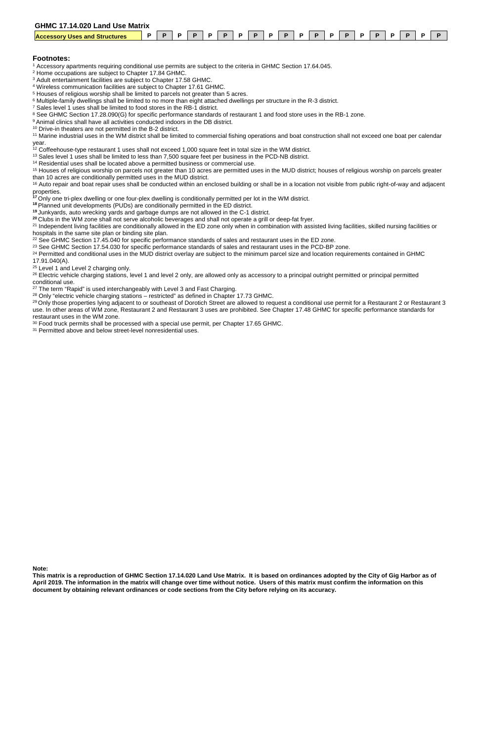GHMC 17.14.020 Land Use Matrix

| | | | | | | | | | | | | | | | | | | | | |
|---|---|---|---|---|---|---|---|---|---|---|---|---|---|---|---|---|---|---|---|---|
| Accessory Uses and Structures | P | P | P | P | P | P | P | P | P | P | P | P | P | P | P | P | P | P | P | P |

## Footnotes:

[1] Accessory apartments requiring conditional use permits are subject to the criteria in GHMC Section 17.64.045.
[2] Home occupations are subject to Chapter 17.84 GHMC.
[3] Adult entertainment facilities are subject to Chapter 17.58 GHMC.
[4] Wireless communication facilities are subject to Chapter 17.61 GHMC.
[5] Houses of religious worship shall be limited to parcels not greater than 5 acres.
[6] Multiple-family dwellings shall be limited to no more than eight attached dwellings per structure in the R-3 district.
[7] Sales level 1 uses shall be limited to food stores in the RB-1 district.
[8] See GHMC Section 17.28.090(G) for specific performance standards of restaurant 1 and food store uses in the RB-1 zone.
[9] Animal clinics shall have all activities conducted indoors in the DB district.
[10] Drive-in theaters are not permitted in the B-2 district.
[11] Marine industrial uses in the WM district shall be limited to commercial fishing operations and boat construction shall not exceed one boat per calendar year.
[12] Coffeehouse-type restaurant 1 uses shall not exceed 1,000 square feet in total size in the WM district.
[13] Sales level 1 uses shall be limited to less than 7,500 square feet per business in the PCD-NB district.
[14] Residential uses shall be located above a permitted business or commercial use.
[15] Houses of religious worship on parcels not greater than 10 acres are permitted uses in the MUD district; houses of religious worship on parcels greater than 10 acres are conditionally permitted uses in the MUD district.
[16] Auto repair and boat repair uses shall be conducted within an enclosed building or shall be in a location not visible from public right-of-way and adjacent properties.
[17] Only one tri-plex dwelling or one four-plex dwelling is conditionally permitted per lot in the WM district.
[18] Planned unit developments (PUDs) are conditionally permitted in the ED district.
[19] Junkyards, auto wrecking yards and garbage dumps are not allowed in the C-1 district.
[20] Clubs in the WM zone shall not serve alcoholic beverages and shall not operate a grill or deep-fat fryer.
[21] Independent living facilities are conditionally allowed in the ED zone only when in combination with assisted living facilities, skilled nursing facilities or hospitals in the same site plan or binding site plan.
[22] See GHMC Section 17.45.040 for specific performance standards of sales and restaurant uses in the ED zone.
[23] See GHMC Section 17.54.030 for specific performance standards of sales and restaurant uses in the PCD-BP zone.
[24] Permitted and conditional uses in the MUD district overlay are subject to the minimum parcel size and location requirements contained in GHMC 17.91.040(A).
[25] Level 1 and Level 2 charging only.
[26] Electric vehicle charging stations, level 1 and level 2 only, are allowed only as accessory to a principal outright permitted or principal permitted conditional use.
[27] The term "Rapid" is used interchangeably with Level 3 and Fast Charging.
[28] Only "electric vehicle charging stations – restricted" as defined in Chapter 17.73 GHMC.
[29] Only those properties lying adjacent to or southeast of Dorotich Street are allowed to request a conditional use permit for a Restaurant 2 or Restaurant 3 use. In other areas of WM zone, Restaurant 2 and Restaurant 3 uses are prohibited. See Chapter 17.48 GHMC for specific performance standards for restaurant uses in the WM zone.
[30] Food truck permits shall be processed with a special use permit, per Chapter 17.65 GHMC.
[31] Permitted above and below street-level nonresidential uses.

**Note:**
**This matrix is a reproduction of GHMC Section 17.14.020 Land Use Matrix. It is based on ordinances adopted by the City of Gig Harbor as of April 2019. The information in the matrix will change over time without notice. Users of this matrix must confirm the information on this document by obtaining relevant ordinances or code sections from the City before relying on its accuracy.**